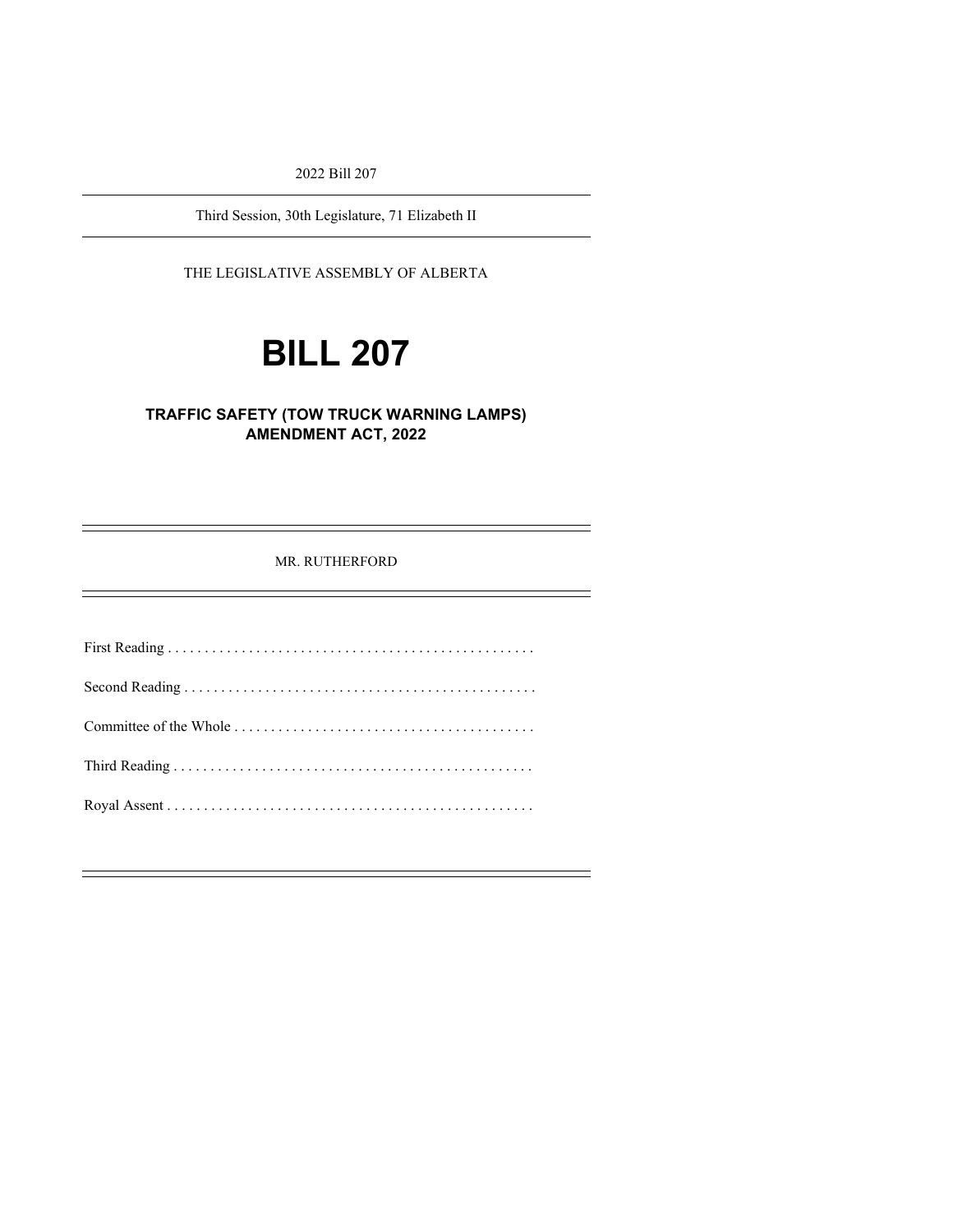2022 Bill 207

---

Third Session, 30th Legislature, 71 Elizabeth II

---

THE LEGISLATIVE ASSEMBLY OF ALBERTA

# BILL 207

## TRAFFIC SAFETY (TOW TRUCK WARNING LAMPS) AMENDMENT ACT, 2022

---

MR. RUTHERFORD

---

First Reading . . . . . . . . . . . . . . . . . . . . . . . . . . . . . . . . . . . . . . . . . . . . . . . . . .

Second Reading . . . . . . . . . . . . . . . . . . . . . . . . . . . . . . . . . . . . . . . . . . . . . . . .

Committee of the Whole . . . . . . . . . . . . . . . . . . . . . . . . . . . . . . . . . . . . . . . . .

Third Reading . . . . . . . . . . . . . . . . . . . . . . . . . . . . . . . . . . . . . . . . . . . . . . . . .

Royal Assent . . . . . . . . . . . . . . . . . . . . . . . . . . . . . . . . . . . . . . . . . . . . . . . . . .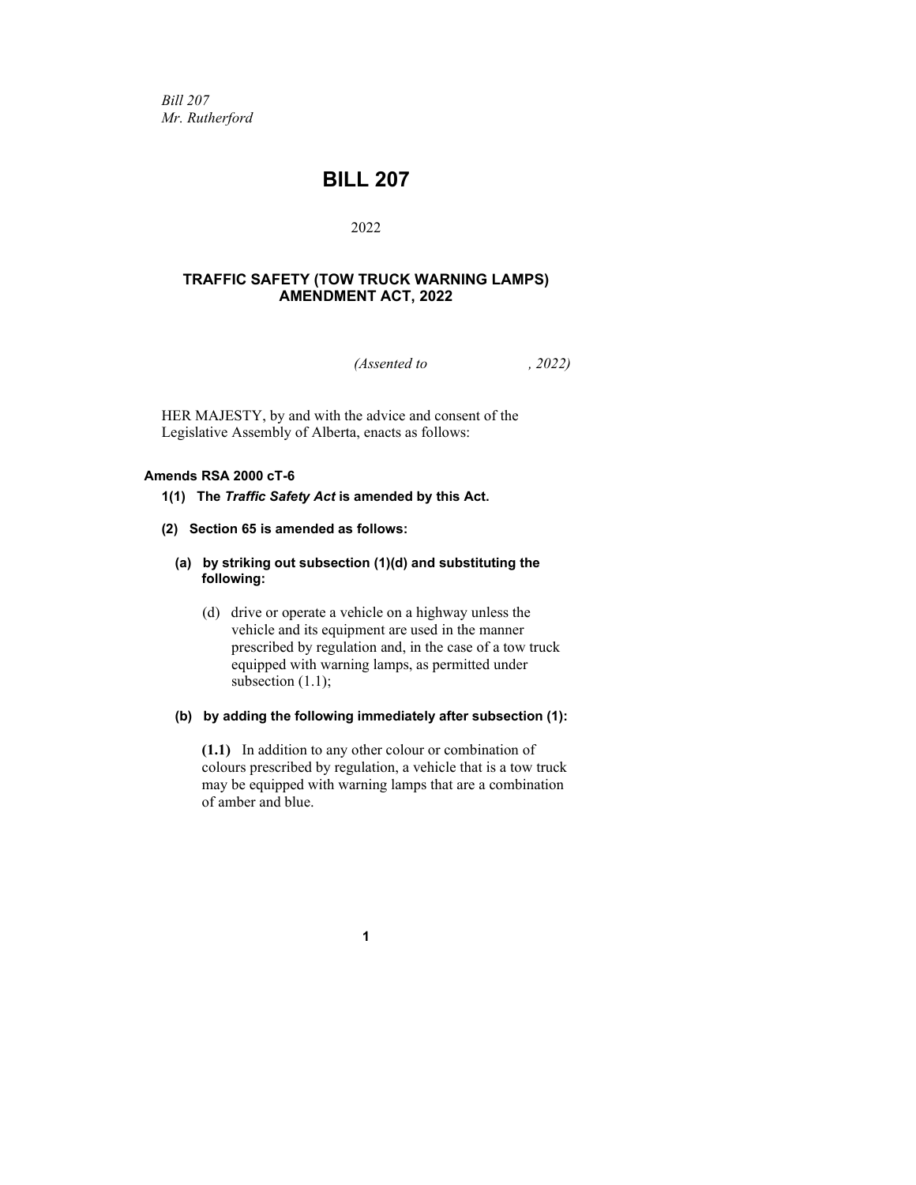*Bill 207*
*Mr. Rutherford*

# BILL 207

2022

## TRAFFIC SAFETY (TOW TRUCK WARNING LAMPS) AMENDMENT ACT, 2022

*(Assented to , 2022)*

HER MAJESTY, by and with the advice and consent of the Legislative Assembly of Alberta, enacts as follows:

**Amends RSA 2000 cT-6**

**1(1) The *Traffic Safety Act* is amended by this Act.**

**(2) Section 65 is amended as follows:**

**(a) by striking out subsection (1)(d) and substituting the following:**

(d) drive or operate a vehicle on a highway unless the vehicle and its equipment are used in the manner prescribed by regulation and, in the case of a tow truck equipped with warning lamps, as permitted under subsection (1.1);

**(b) by adding the following immediately after subsection (1):**

**(1.1)** In addition to any other colour or combination of colours prescribed by regulation, a vehicle that is a tow truck may be equipped with warning lamps that are a combination of amber and blue.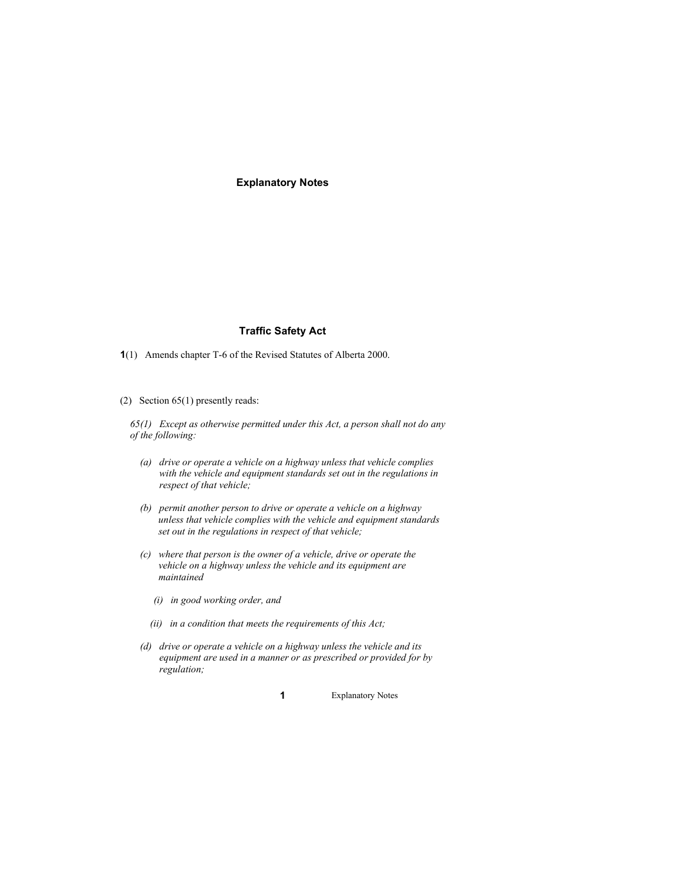# Explanatory Notes

## Traffic Safety Act

**1**(1) Amends chapter T-6 of the Revised Statutes of Alberta 2000.

(2) Section 65(1) presently reads:

*65(1) Except as otherwise permitted under this Act, a person shall not do any of the following:*

*(a) drive or operate a vehicle on a highway unless that vehicle complies with the vehicle and equipment standards set out in the regulations in respect of that vehicle;*

*(b) permit another person to drive or operate a vehicle on a highway unless that vehicle complies with the vehicle and equipment standards set out in the regulations in respect of that vehicle;*

*(c) where that person is the owner of a vehicle, drive or operate the vehicle on a highway unless the vehicle and its equipment are maintained*

*(i) in good working order, and*

*(ii) in a condition that meets the requirements of this Act;*

*(d) drive or operate a vehicle on a highway unless the vehicle and its equipment are used in a manner or as prescribed or provided for by regulation;*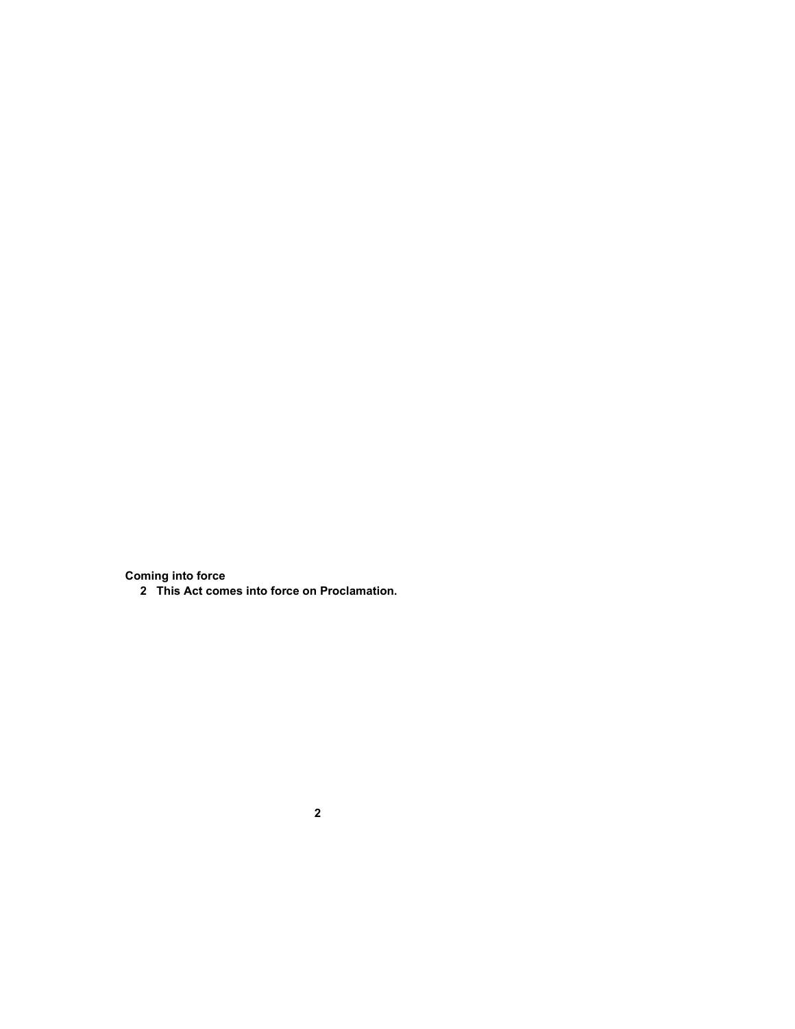**Coming into force**

**2 This Act comes into force on Proclamation.**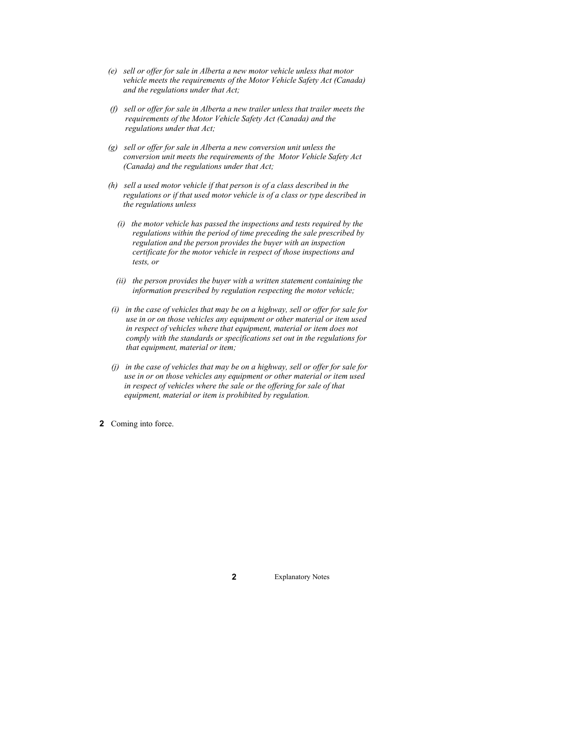*(e) sell or offer for sale in Alberta a new motor vehicle unless that motor vehicle meets the requirements of the Motor Vehicle Safety Act (Canada) and the regulations under that Act;*

*(f) sell or offer for sale in Alberta a new trailer unless that trailer meets the requirements of the Motor Vehicle Safety Act (Canada) and the regulations under that Act;*

*(g) sell or offer for sale in Alberta a new conversion unit unless the conversion unit meets the requirements of the Motor Vehicle Safety Act (Canada) and the regulations under that Act;*

*(h) sell a used motor vehicle if that person is of a class described in the regulations or if that used motor vehicle is of a class or type described in the regulations unless*

*(i) the motor vehicle has passed the inspections and tests required by the regulations within the period of time preceding the sale prescribed by regulation and the person provides the buyer with an inspection certificate for the motor vehicle in respect of those inspections and tests, or*

*(ii) the person provides the buyer with a written statement containing the information prescribed by regulation respecting the motor vehicle;*

*(i) in the case of vehicles that may be on a highway, sell or offer for sale for use in or on those vehicles any equipment or other material or item used in respect of vehicles where that equipment, material or item does not comply with the standards or specifications set out in the regulations for that equipment, material or item;*

*(j) in the case of vehicles that may be on a highway, sell or offer for sale for use in or on those vehicles any equipment or other material or item used in respect of vehicles where the sale or the offering for sale of that equipment, material or item is prohibited by regulation.*

**2** Coming into force.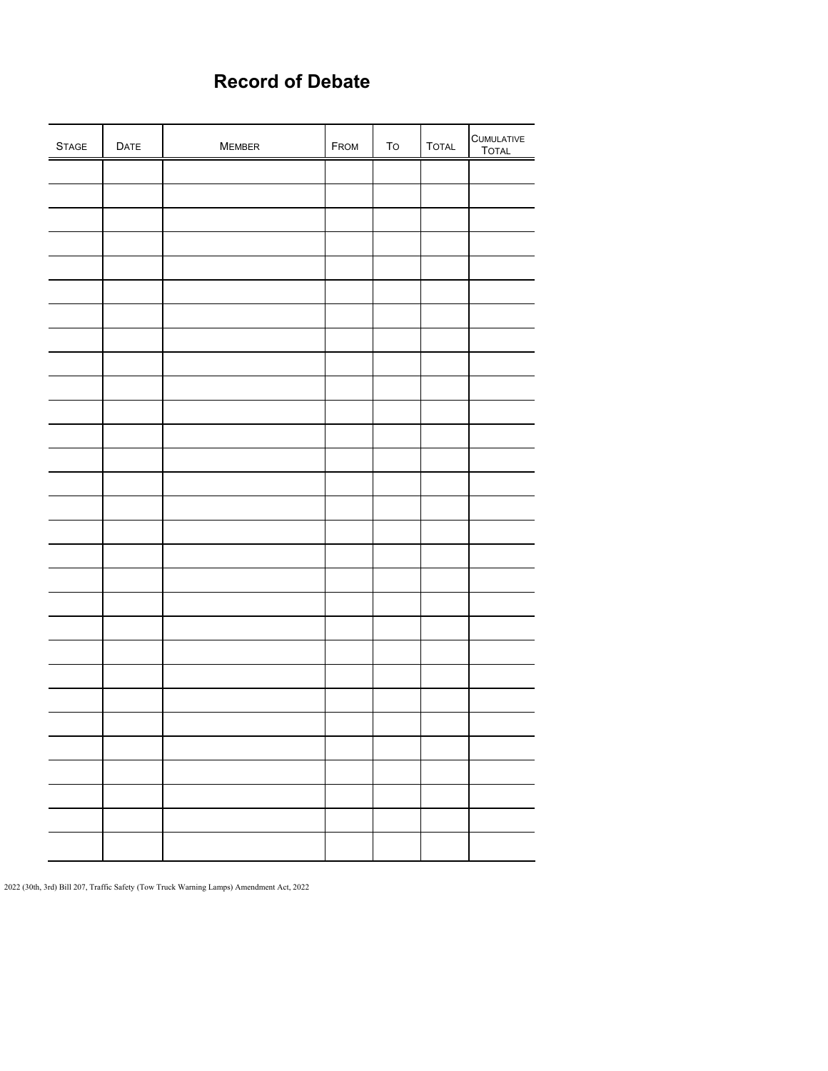# Record of Debate

| Stage | Date | Member | From | To | Total | Cumulative Total |
|---|---|---|---|---|---|---|
| | | | | | | |
| | | | | | | |
| | | | | | | |
| | | | | | | |
| | | | | | | |
| | | | | | | |
| | | | | | | |
| | | | | | | |
| | | | | | | |
| | | | | | | |
| | | | | | | |
| | | | | | | |
| | | | | | | |
| | | | | | | |
| | | | | | | |
| | | | | | | |
| | | | | | | |
| | | | | | | |
| | | | | | | |
| | | | | | | |
| | | | | | | |
| | | | | | | |
| | | | | | | |
| | | | | | | |
| | | | | | | |
| | | | | | | |
| | | | | | | |
| | | | | | | |
| | | | | | | |

2022 (30th, 3rd) Bill 207, Traffic Safety (Tow Truck Warning Lamps) Amendment Act, 2022